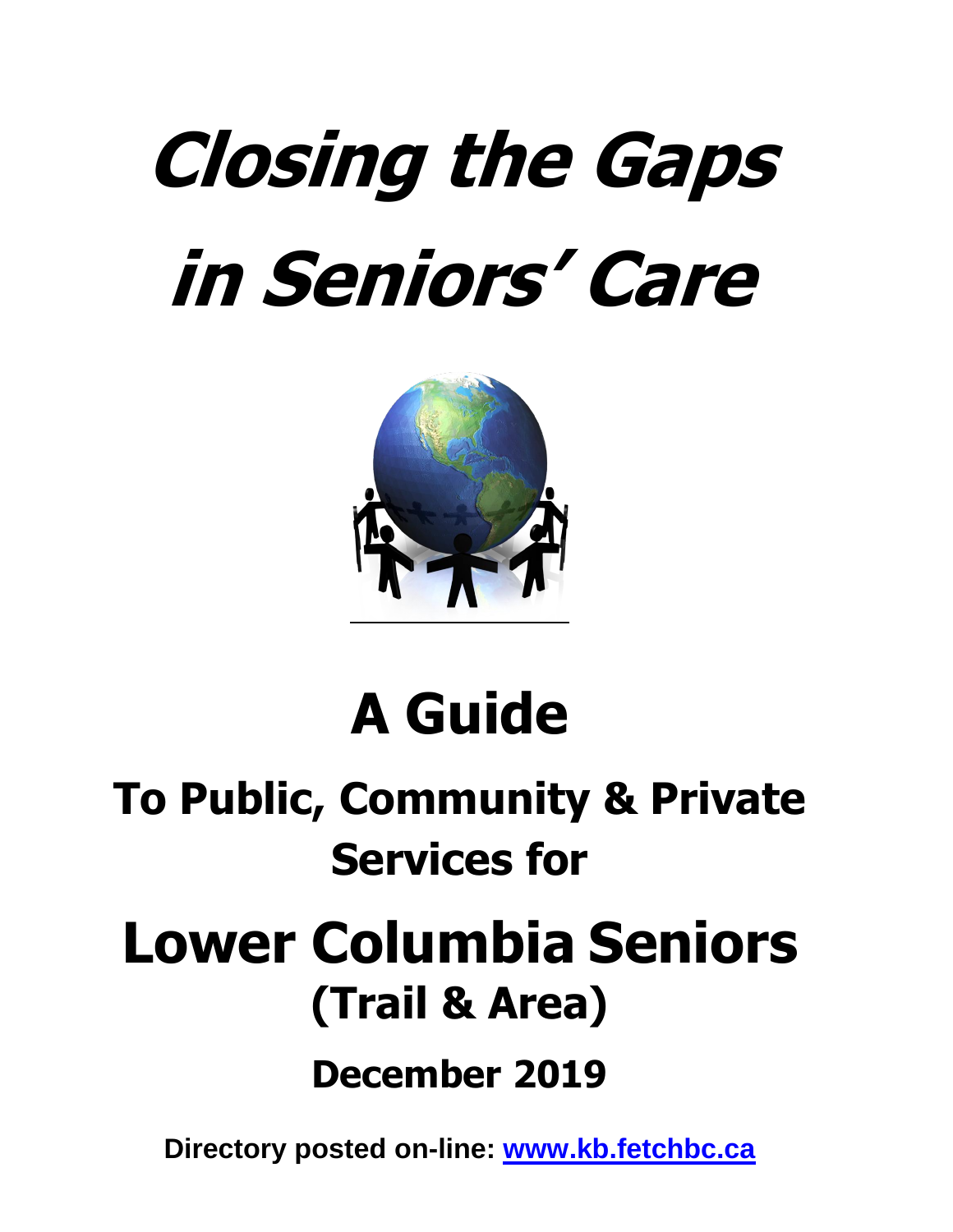# *Closing the Gaps in Seniors' Care*

# A Guide

## To Public, Community & Private Services for

# Lower Columbia Seniors

## (Trail & Area)

## December 2019

**Directory posted on-line: [www.kb.fetchbc.ca](http://www.kb.fetchbc.ca)**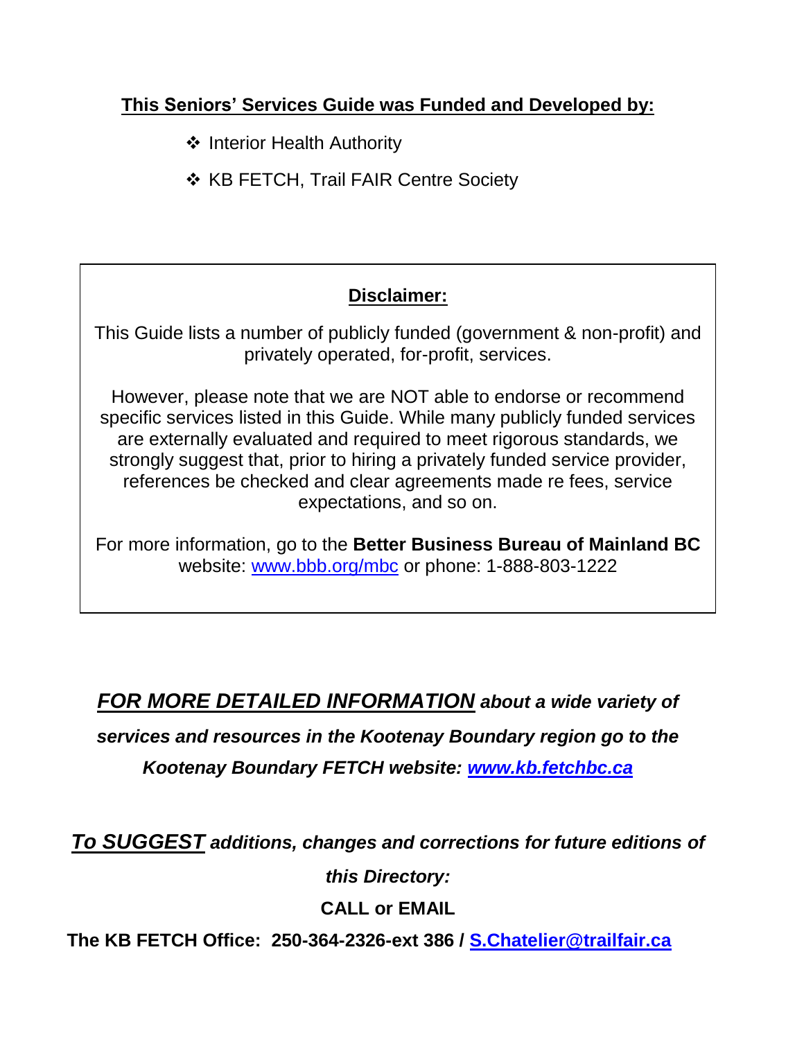**This Seniors' Services Guide was Funded and Developed by:**

- ❖ Interior Health Authority
- ❖ KB FETCH, Trail FAIR Centre Society

**Disclaimer:**

This Guide lists a number of publicly funded (government & non-profit) and privately operated, for-profit, services.

However, please note that we are NOT able to endorse or recommend specific services listed in this Guide. While many publicly funded services are externally evaluated and required to meet rigorous standards, we strongly suggest that, prior to hiring a privately funded service provider, references be checked and clear agreements made re fees, service expectations, and so on.

For more information, go to the **Better Business Bureau of Mainland BC** website: www.bbb.org/mbc or phone: 1-888-803-1222

***FOR MORE DETAILED INFORMATION* about a wide variety of services and resources in the Kootenay Boundary region go to the Kootenay Boundary FETCH website: www.kb.fetchbc.ca**

***To SUGGEST* additions, changes and corrections for future editions of this Directory:**

**CALL or EMAIL**

**The KB FETCH Office: 250-364-2326-ext 386 / S.Chatelier@trailfair.ca**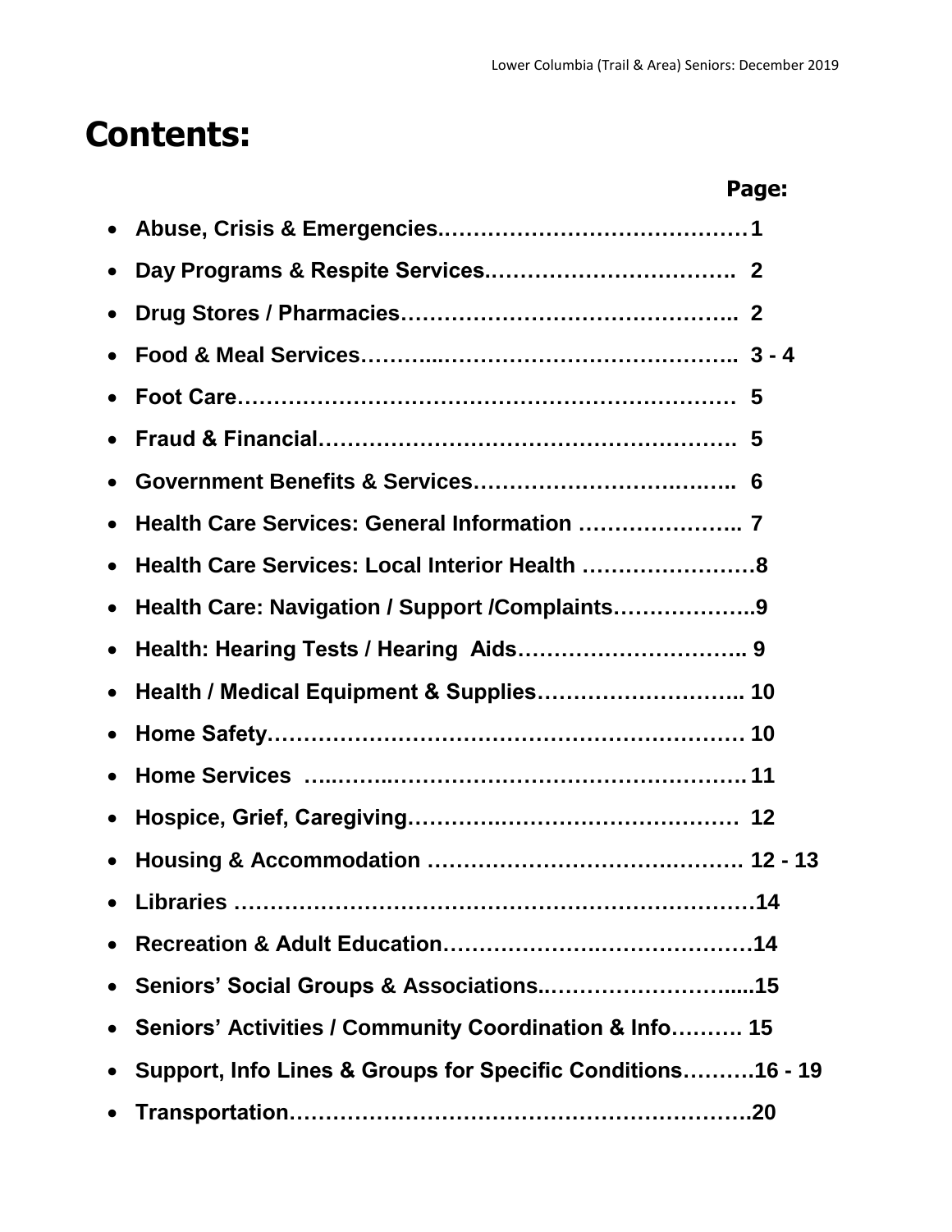# Contents:

**Page:**

- **Abuse, Crisis & Emergencies……………………………………1**
- **Day Programs & Respite Services……………………………. 2**
- **Drug Stores / Pharmacies……………………………………….. 2**
- **Food & Meal Services………..…………………………………….. 3 - 4**
- **Foot Care…………………………………………………………… 5**
- **Fraud & Financial…………………………………………………. 5**
- **Government Benefits & Services…………………………..…….. 6**
- **Health Care Services: General Information ………………….. 7**
- **Health Care Services: Local Interior Health ……………………8**
- **Health Care: Navigation / Support /Complaints………………..9**
- **Health: Hearing Tests / Hearing Aids………………………….. 9**
- **Health / Medical Equipment & Supplies……………………….. 10**
- **Home Safety………………………………………………………… 10**
- **Home Services …..……..……………………………………………11**
- **Hospice, Grief, Caregiving…………..…………………………… 12**
- **Housing & Accommodation ……………………………..………. 12 - 13**
- **Libraries ……………………………………………………………14**
- **Recreation & Adult Education……………………..………………14**
- **Seniors' Social Groups & Associations..……………………....15**
- **Seniors' Activities / Community Coordination & Info………. 15**
- **Support, Info Lines & Groups for Specific Conditions……….16 - 19**
- **Transportation………………………………………………………20**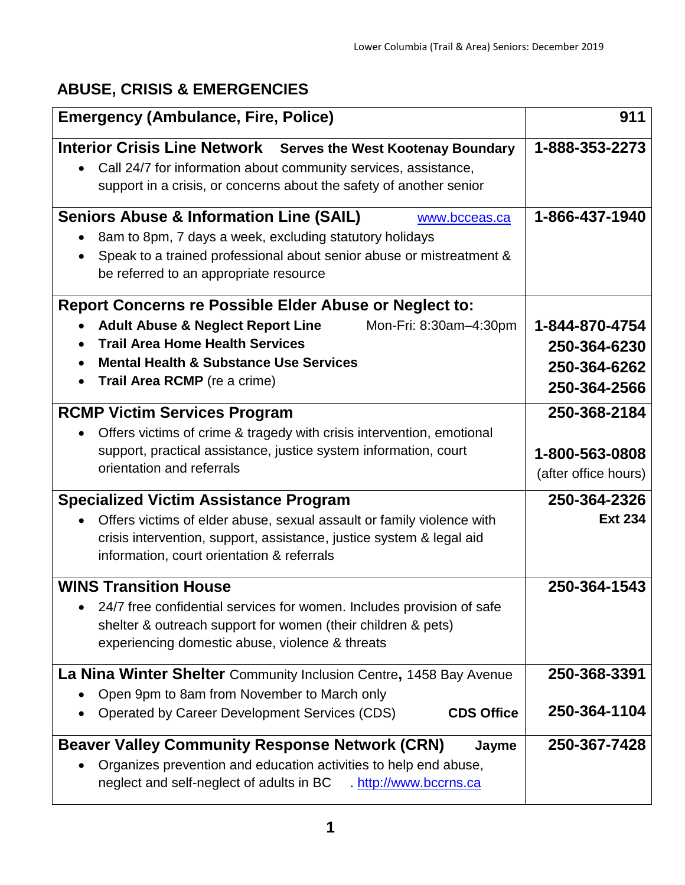## ABUSE, CRISIS & EMERGENCIES

| Service | Phone |
|---|---|
| **Emergency (Ambulance, Fire, Police)** | **911** |
| **Interior Crisis Line Network** **Serves the West Kootenay Boundary**<br>• Call 24/7 for information about community services, assistance, support in a crisis, or concerns about the safety of another senior | **1-888-353-2273** |
| **Seniors Abuse & Information Line (SAIL)** www.bcceas.ca<br>• 8am to 8pm, 7 days a week, excluding statutory holidays<br>• Speak to a trained professional about senior abuse or mistreatment & be referred to an appropriate resource | **1-866-437-1940** |
| **Report Concerns re Possible Elder Abuse or Neglect to:**<br>• **Adult Abuse & Neglect Report Line** Mon-Fri: 8:30am–4:30pm<br>• **Trail Area Home Health Services**<br>• **Mental Health & Substance Use Services**<br>• **Trail Area RCMP** (re a crime) | <br>**1-844-870-4754**<br>**250-364-6230**<br>**250-364-6262**<br>**250-364-2566** |
| **RCMP Victim Services Program**<br>• Offers victims of crime & tragedy with crisis intervention, emotional support, practical assistance, justice system information, court orientation and referrals | **250-368-2184**<br><br>**1-800-563-0808**<br>(after office hours) |
| **Specialized Victim Assistance Program**<br>• Offers victims of elder abuse, sexual assault or family violence with crisis intervention, support, assistance, justice system & legal aid information, court orientation & referrals | **250-364-2326**<br>**Ext 234** |
| **WINS Transition House**<br>• 24/7 free confidential services for women. Includes provision of safe shelter & outreach support for women (their children & pets) experiencing domestic abuse, violence & threats | **250-364-1543** |
| **La Nina Winter Shelter** Community Inclusion Centre**,** 1458 Bay Avenue<br>• Open 9pm to 8am from November to March only<br>• Operated by Career Development Services (CDS) **CDS Office** | **250-368-3391**<br><br>**250-364-1104** |
| **Beaver Valley Community Response Network (CRN)** **Jayme**<br>• Organizes prevention and education activities to help end abuse, neglect and self-neglect of adults in BC . http://www.bccrns.ca | **250-367-7428** |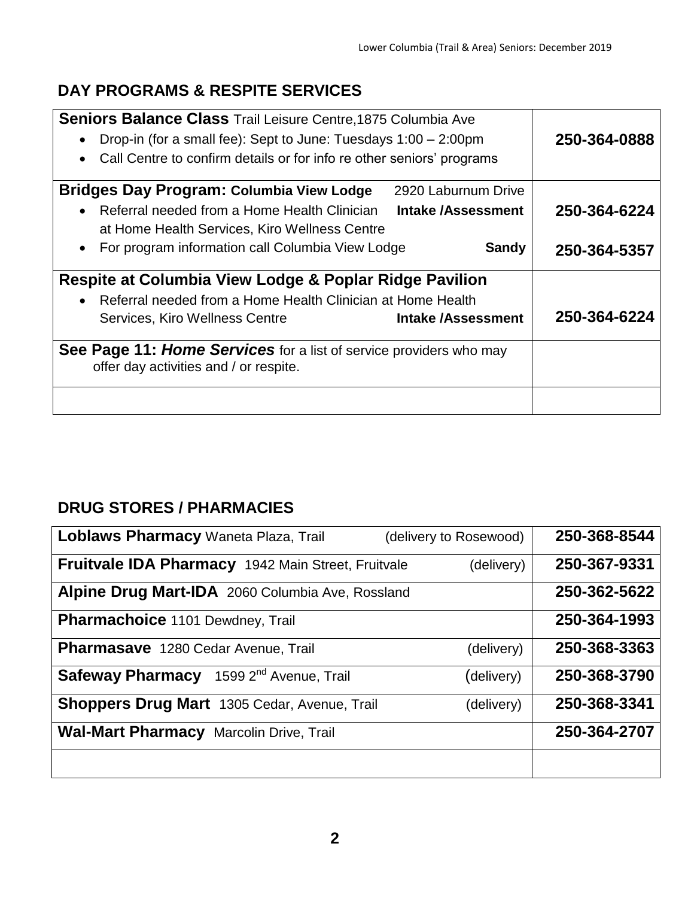## DAY PROGRAMS & RESPITE SERVICES

| | |
|---|---|
| **Seniors Balance Class** Trail Leisure Centre,1875 Columbia Ave<br>• Drop-in (for a small fee): Sept to June: Tuesdays 1:00 – 2:00pm<br>• Call Centre to confirm details or for info re other seniors' programs | **250-364-0888** |
| **Bridges Day Program: Columbia View Lodge** 2920 Laburnum Drive<br>• Referral needed from a Home Health Clinician at Home Health Services, Kiro Wellness Centre **Intake /Assessment**<br>• For program information call Columbia View Lodge **Sandy** | **250-364-6224**<br>**250-364-5357** |
| **Respite at Columbia View Lodge & Poplar Ridge Pavilion**<br>• Referral needed from a Home Health Clinician at Home Health Services, Kiro Wellness Centre **Intake /Assessment** | **250-364-6224** |
| **See Page 11: *Home Services*** for a list of service providers who may offer day activities and / or respite. | |
| | |

## DRUG STORES / PHARMACIES

| | |
|---|---|
| **Loblaws Pharmacy** Waneta Plaza, Trail (delivery to Rosewood) | **250-368-8544** |
| **Fruitvale IDA Pharmacy** 1942 Main Street, Fruitvale (delivery) | **250-367-9331** |
| **Alpine Drug Mart-IDA** 2060 Columbia Ave, Rossland | **250-362-5622** |
| **Pharmachoice** 1101 Dewdney, Trail | **250-364-1993** |
| **Pharmasave** 1280 Cedar Avenue, Trail (delivery) | **250-368-3363** |
| **Safeway Pharmacy** 1599 2nd Avenue, Trail (delivery) | **250-368-3790** |
| **Shoppers Drug Mart** 1305 Cedar, Avenue, Trail (delivery) | **250-368-3341** |
| **Wal-Mart Pharmacy** Marcolin Drive, Trail | **250-364-2707** |
| | |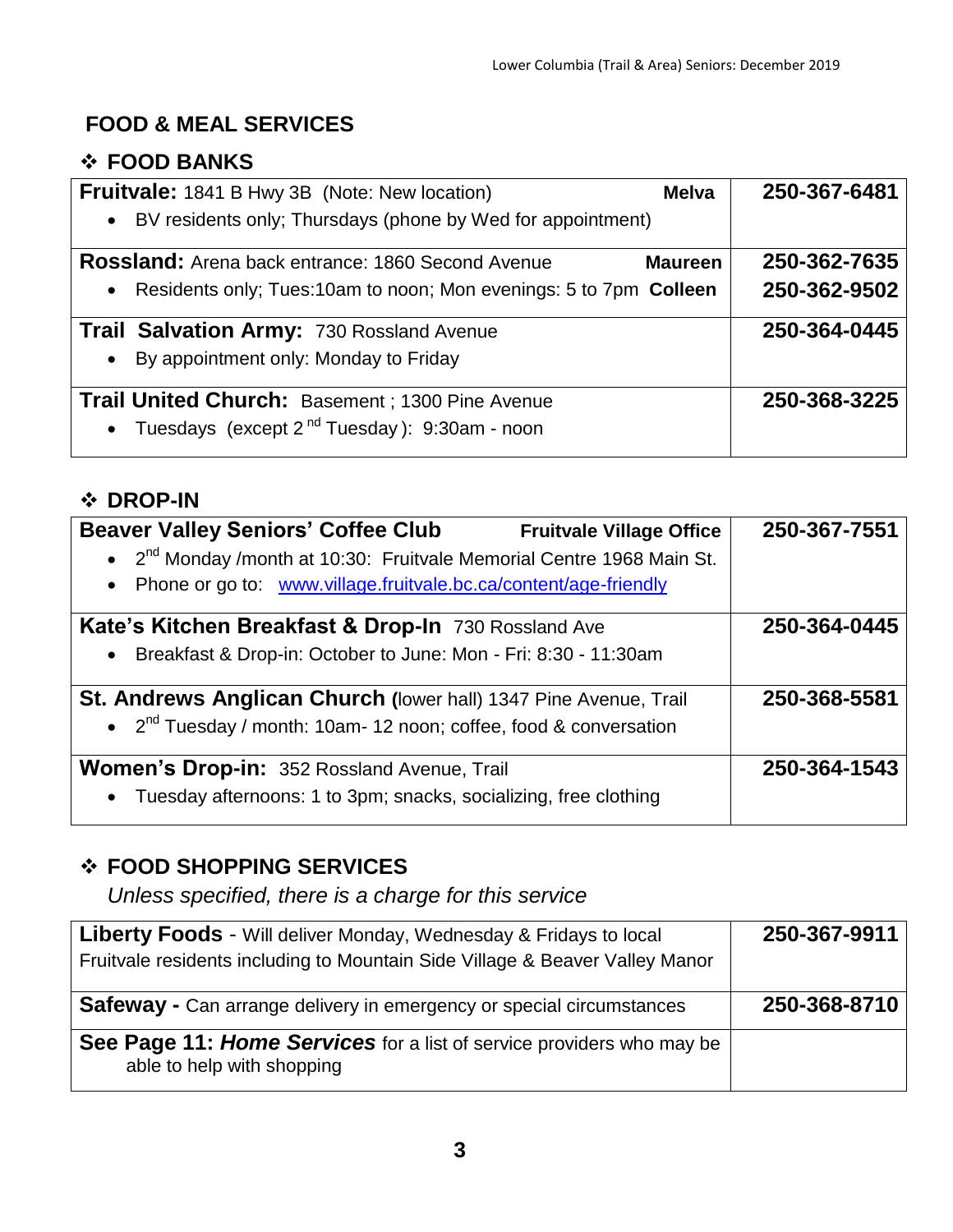## FOOD & MEAL SERVICES

### ❖ FOOD BANKS

| | |
|---|---|
| **Fruitvale:** 1841 B Hwy 3B (Note: New location) **Melva**<br>• BV residents only; Thursdays (phone by Wed for appointment) | **250-367-6481** |
| **Rossland:** Arena back entrance: 1860 Second Avenue **Maureen**<br>• Residents only; Tues:10am to noon; Mon evenings: 5 to 7pm **Colleen** | **250-362-7635**<br>**250-362-9502** |
| **Trail Salvation Army:** 730 Rossland Avenue<br>• By appointment only: Monday to Friday | **250-364-0445** |
| **Trail United Church:** Basement ; 1300 Pine Avenue<br>• Tuesdays (except 2nd Tuesday ): 9:30am - noon | **250-368-3225** |

### ❖ DROP-IN

| | |
|---|---|
| **Beaver Valley Seniors' Coffee Club** **Fruitvale Village Office**<br>• 2nd Monday /month at 10:30: Fruitvale Memorial Centre 1968 Main St.<br>• Phone or go to: [www.village.fruitvale.bc.ca/content/age-friendly](www.village.fruitvale.bc.ca/content/age-friendly) | **250-367-7551** |
| **Kate's Kitchen Breakfast & Drop-In** 730 Rossland Ave<br>• Breakfast & Drop-in: October to June: Mon - Fri: 8:30 - 11:30am | **250-364-0445** |
| **St. Andrews Anglican Church (**lower hall) 1347 Pine Avenue, Trail<br>• 2nd Tuesday / month: 10am- 12 noon; coffee, food & conversation | **250-368-5581** |
| **Women's Drop-in:** 352 Rossland Avenue, Trail<br>• Tuesday afternoons: 1 to 3pm; snacks, socializing, free clothing | **250-364-1543** |

### ❖ FOOD SHOPPING SERVICES

*Unless specified, there is a charge for this service*

| | |
|---|---|
| **Liberty Foods** - Will deliver Monday, Wednesday & Fridays to local Fruitvale residents including to Mountain Side Village & Beaver Valley Manor | **250-367-9911** |
| **Safeway -** Can arrange delivery in emergency or special circumstances | **250-368-8710** |
| **See Page 11: *Home Services*** for a list of service providers who may be able to help with shopping | |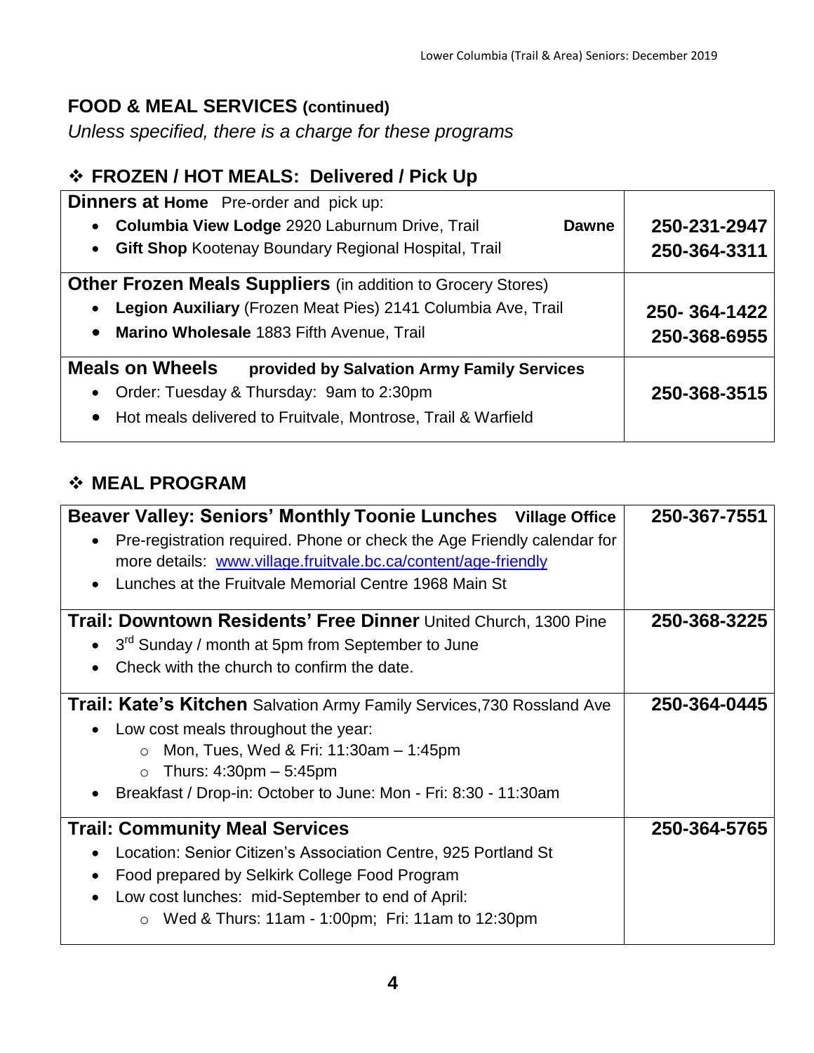## FOOD & MEAL SERVICES (continued)

*Unless specified, there is a charge for these programs*

### ❖ FROZEN / HOT MEALS: Delivered / Pick Up

| Service | Phone |
|---|---|
| **Dinners at Home** Pre-order and pick up:<br>• **Columbia View Lodge** 2920 Laburnum Drive, Trail **Dawne**<br>• **Gift Shop** Kootenay Boundary Regional Hospital, Trail | **250-231-2947**<br>**250-364-3311** |
| **Other Frozen Meals Suppliers** (in addition to Grocery Stores)<br>• **Legion Auxiliary** (Frozen Meat Pies) 2141 Columbia Ave, Trail<br>• **Marino Wholesale** 1883 Fifth Avenue, Trail | **250- 364-1422**<br>**250-368-6955** |
| **Meals on Wheels** **provided by Salvation Army Family Services**<br>• Order: Tuesday & Thursday: 9am to 2:30pm<br>• Hot meals delivered to Fruitvale, Montrose, Trail & Warfield | **250-368-3515** |

### ❖ MEAL PROGRAM

| Program | Phone |
|---|---|
| **Beaver Valley: Seniors' Monthly Toonie Lunches** **Village Office**<br>• Pre-registration required. Phone or check the Age Friendly calendar for more details: www.village.fruitvale.bc.ca/content/age-friendly<br>• Lunches at the Fruitvale Memorial Centre 1968 Main St | **250-367-7551** |
| **Trail: Downtown Residents' Free Dinner** United Church, 1300 Pine<br>• 3rd Sunday / month at 5pm from September to June<br>• Check with the church to confirm the date. | **250-368-3225** |
| **Trail: Kate's Kitchen** Salvation Army Family Services,730 Rossland Ave<br>• Low cost meals throughout the year:<br>  ○ Mon, Tues, Wed & Fri: 11:30am – 1:45pm<br>  ○ Thurs: 4:30pm – 5:45pm<br>• Breakfast / Drop-in: October to June: Mon - Fri: 8:30 - 11:30am | **250-364-0445** |
| **Trail: Community Meal Services**<br>• Location: Senior Citizen's Association Centre, 925 Portland St<br>• Food prepared by Selkirk College Food Program<br>• Low cost lunches: mid-September to end of April:<br>  ○ Wed & Thurs: 11am - 1:00pm; Fri: 11am to 12:30pm | **250-364-5765** |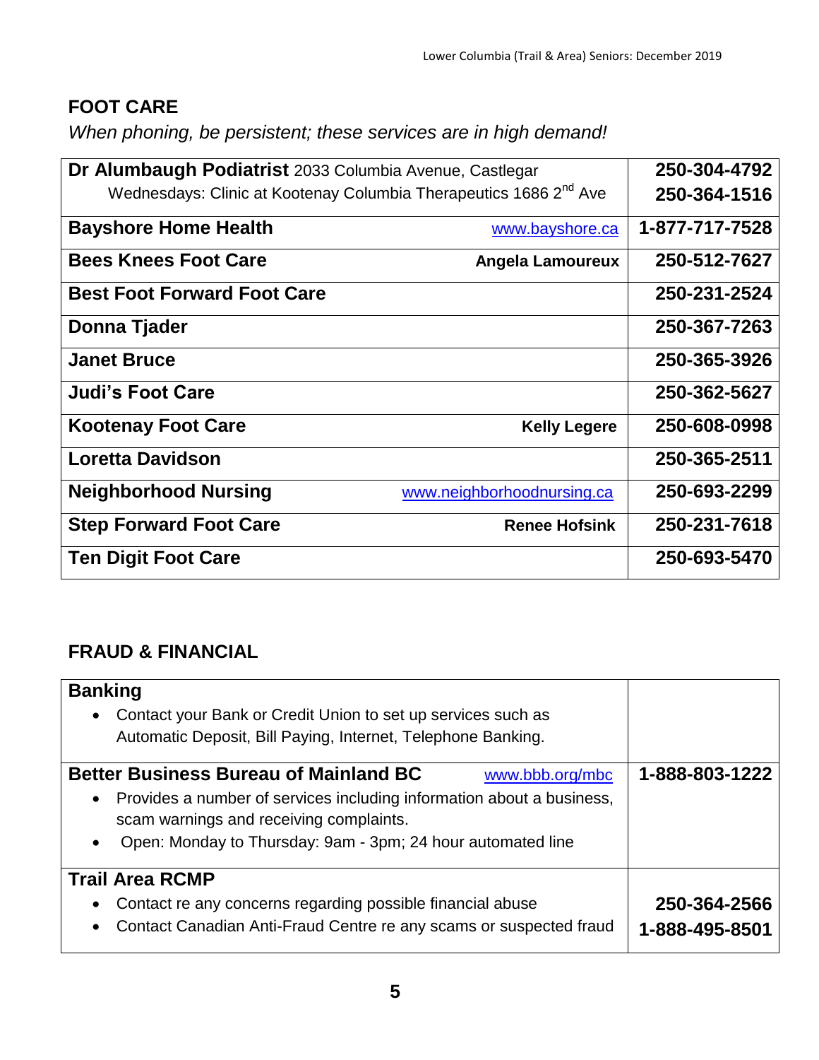## FOOT CARE

*When phoning, be persistent; these services are in high demand!*

| Service | | Phone |
|---|---|---|
| **Dr Alumbaugh Podiatrist** 2033 Columbia Avenue, Castlegar<br>Wednesdays: Clinic at Kootenay Columbia Therapeutics 1686 2nd Ave | | **250-304-4792**<br>**250-364-1516** |
| **Bayshore Home Health** | www.bayshore.ca | **1-877-717-7528** |
| **Bees Knees Foot Care** | **Angela Lamoureux** | **250-512-7627** |
| **Best Foot Forward Foot Care** | | **250-231-2524** |
| **Donna Tjader** | | **250-367-7263** |
| **Janet Bruce** | | **250-365-3926** |
| **Judi's Foot Care** | | **250-362-5627** |
| **Kootenay Foot Care** | **Kelly Legere** | **250-608-0998** |
| **Loretta Davidson** | | **250-365-2511** |
| **Neighborhood Nursing** | www.neighborhoodnursing.ca | **250-693-2299** |
| **Step Forward Foot Care** | **Renee Hofsink** | **250-231-7618** |
| **Ten Digit Foot Care** | | **250-693-5470** |

## FRAUD & FINANCIAL

| Service | Phone |
|---|---|
| **Banking**<br>• Contact your Bank or Credit Union to set up services such as Automatic Deposit, Bill Paying, Internet, Telephone Banking. | |
| **Better Business Bureau of Mainland BC** www.bbb.org/mbc<br>• Provides a number of services including information about a business, scam warnings and receiving complaints.<br>• Open: Monday to Thursday: 9am - 3pm; 24 hour automated line | **1-888-803-1222** |
| **Trail Area RCMP**<br>• Contact re any concerns regarding possible financial abuse<br>• Contact Canadian Anti-Fraud Centre re any scams or suspected fraud | **250-364-2566**<br>**1-888-495-8501** |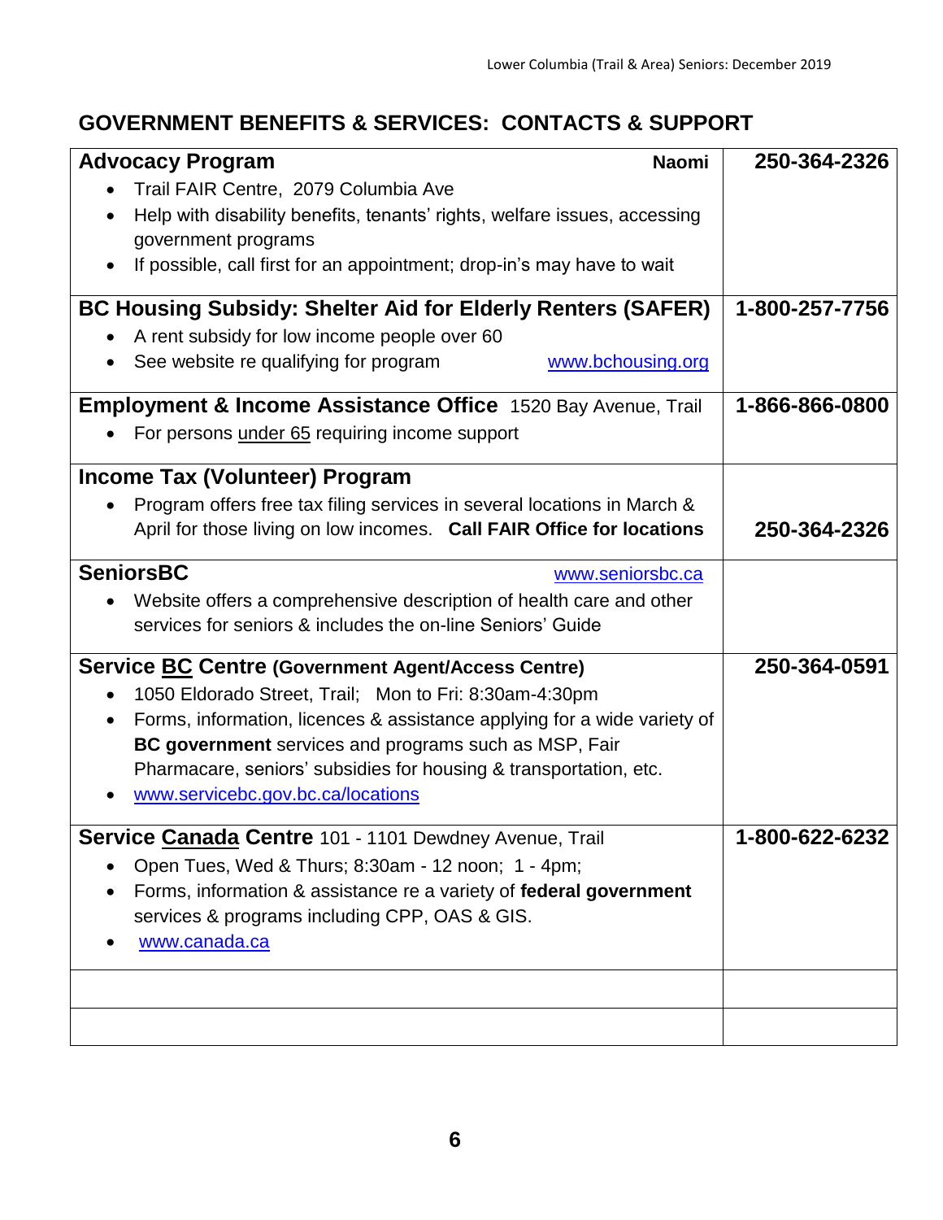## GOVERNMENT BENEFITS & SERVICES: CONTACTS & SUPPORT

| | |
|---|---|
| **Advocacy Program** **Naomi**<br>• Trail FAIR Centre, 2079 Columbia Ave<br>• Help with disability benefits, tenants' rights, welfare issues, accessing government programs<br>• If possible, call first for an appointment; drop-in's may have to wait | **250-364-2326** |
| **BC Housing Subsidy: Shelter Aid for Elderly Renters (SAFER)**<br>• A rent subsidy for low income people over 60<br>• See website re qualifying for program www.bchousing.org | **1-800-257-7756** |
| **Employment & Income Assistance Office** 1520 Bay Avenue, Trail<br>• For persons under 65 requiring income support | **1-866-866-0800** |
| **Income Tax (Volunteer) Program**<br>• Program offers free tax filing services in several locations in March & April for those living on low incomes. **Call FAIR Office for locations** | **250-364-2326** |
| **SeniorsBC** www.seniorsbc.ca<br>• Website offers a comprehensive description of health care and other services for seniors & includes the on-line Seniors' Guide | |
| **Service BC Centre (Government Agent/Access Centre)**<br>• 1050 Eldorado Street, Trail; Mon to Fri: 8:30am-4:30pm<br>• Forms, information, licences & assistance applying for a wide variety of **BC government** services and programs such as MSP, Fair Pharmacare, seniors' subsidies for housing & transportation, etc.<br>• www.servicebc.gov.bc.ca/locations | **250-364-0591** |
| **Service Canada Centre** 101 - 1101 Dewdney Avenue, Trail<br>• Open Tues, Wed & Thurs; 8:30am - 12 noon; 1 - 4pm;<br>• Forms, information & assistance re a variety of **federal government** services & programs including CPP, OAS & GIS.<br>• www.canada.ca | **1-800-622-6232** |
| | |
| | |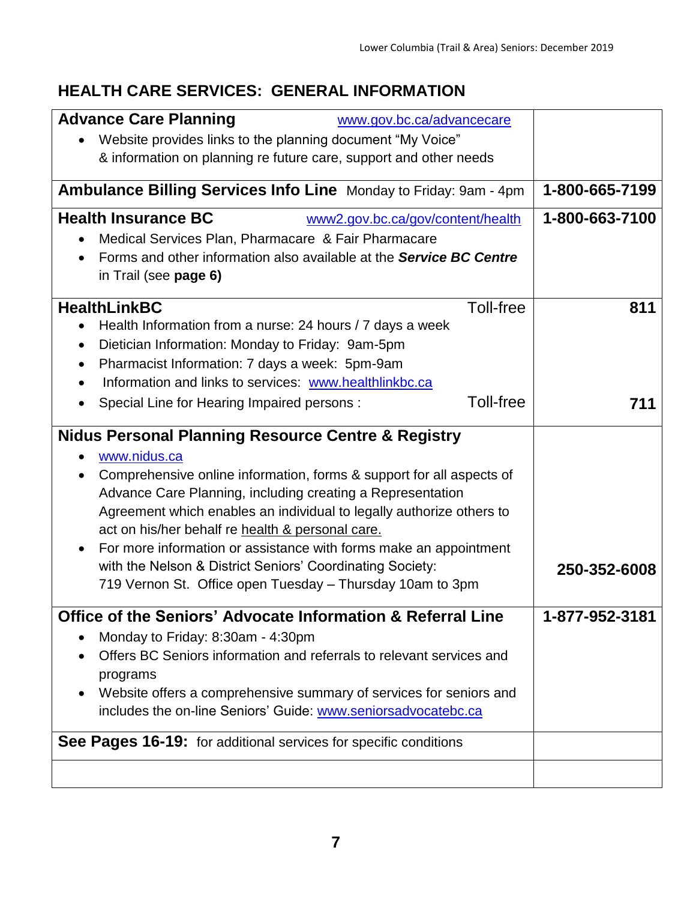## HEALTH CARE SERVICES: GENERAL INFORMATION

| Service | Phone |
|---|---|
| **Advance Care Planning** www.gov.bc.ca/advancecare<br>• Website provides links to the planning document "My Voice" & information on planning re future care, support and other needs | |
| **Ambulance Billing Services Info Line** Monday to Friday: 9am - 4pm | **1-800-665-7199** |
| **Health Insurance BC** www2.gov.bc.ca/gov/content/health<br>• Medical Services Plan, Pharmacare & Fair Pharmacare<br>• Forms and other information also available at the ***Service BC Centre*** in Trail (see **page 6)** | **1-800-663-7100** |
| **HealthLinkBC** Toll-free<br>• Health Information from a nurse: 24 hours / 7 days a week<br>• Dietician Information: Monday to Friday: 9am-5pm<br>• Pharmacist Information: 7 days a week: 5pm-9am<br>• Information and links to services: www.healthlinkbc.ca<br>• Special Line for Hearing Impaired persons : Toll-free | **811**<br><br><br><br><br>**711** |
| **Nidus Personal Planning Resource Centre & Registry**<br>• www.nidus.ca<br>• Comprehensive online information, forms & support for all aspects of Advance Care Planning, including creating a Representation Agreement which enables an individual to legally authorize others to act on his/her behalf re health & personal care.<br>• For more information or assistance with forms make an appointment with the Nelson & District Seniors' Coordinating Society: 719 Vernon St. Office open Tuesday – Thursday 10am to 3pm | **250-352-6008** |
| **Office of the Seniors' Advocate Information & Referral Line**<br>• Monday to Friday: 8:30am - 4:30pm<br>• Offers BC Seniors information and referrals to relevant services and programs<br>• Website offers a comprehensive summary of services for seniors and includes the on-line Seniors' Guide: www.seniorsadvocatebc.ca | **1-877-952-3181** |
| **See Pages 16-19:** for additional services for specific conditions | |
| | |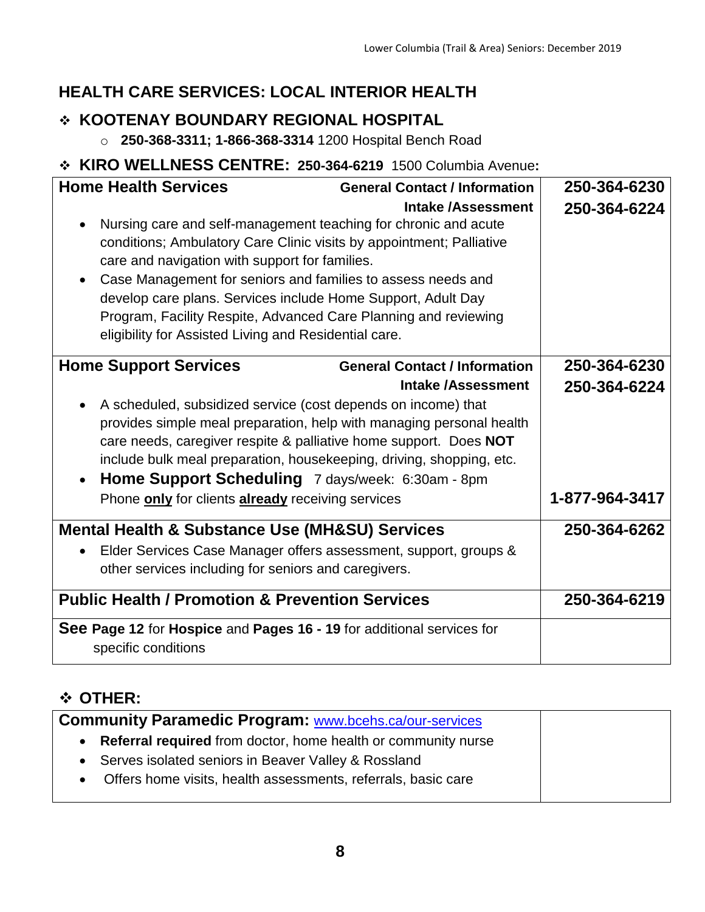## HEALTH CARE SERVICES: LOCAL INTERIOR HEALTH

### ❖ KOOTENAY BOUNDARY REGIONAL HOSPITAL

- **250-368-3311; 1-866-368-3314** 1200 Hospital Bench Road

### ❖ KIRO WELLNESS CENTRE: 250-364-6219 1500 Columbia Avenue:

| Service | Phone |
|---|---|
| **Home Health Services** — **General Contact / Information**<br>**Intake /Assessment**<br>• Nursing care and self-management teaching for chronic and acute conditions; Ambulatory Care Clinic visits by appointment; Palliative care and navigation with support for families.<br>• Case Management for seniors and families to assess needs and develop care plans. Services include Home Support, Adult Day Program, Facility Respite, Advanced Care Planning and reviewing eligibility for Assisted Living and Residential care. | **250-364-6230**<br>**250-364-6224** |
| **Home Support Services** — **General Contact / Information**<br>**Intake /Assessment**<br>• A scheduled, subsidized service (cost depends on income) that provides simple meal preparation, help with managing personal health care needs, caregiver respite & palliative home support. Does **NOT** include bulk meal preparation, housekeeping, driving, shopping, etc.<br>• **Home Support Scheduling** 7 days/week: 6:30am - 8pm<br>Phone **only** for clients **already** receiving services | **250-364-6230**<br>**250-364-6224**<br><br>**1-877-964-3417** |
| **Mental Health & Substance Use (MH&SU) Services**<br>• Elder Services Case Manager offers assessment, support, groups & other services including for seniors and caregivers. | **250-364-6262** |
| **Public Health / Promotion & Prevention Services** | **250-364-6219** |
| **See Page 12** for **Hospice** and **Pages 16 - 19** for additional services for specific conditions | |

### ❖ OTHER:

| Service | Phone |
|---|---|
| **Community Paramedic Program:** www.bcehs.ca/our-services<br>• **Referral required** from doctor, home health or community nurse<br>• Serves isolated seniors in Beaver Valley & Rossland<br>• Offers home visits, health assessments, referrals, basic care | |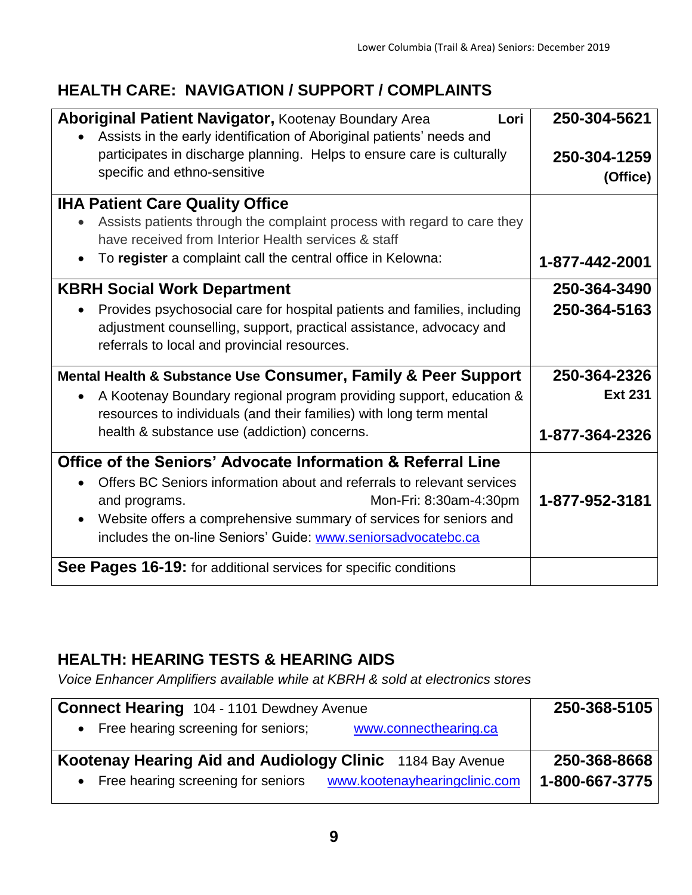## HEALTH CARE: NAVIGATION / SUPPORT / COMPLAINTS

| Service | Phone |
|---|---|
| **Aboriginal Patient Navigator,** Kootenay Boundary Area **Lori**<br>• Assists in the early identification of Aboriginal patients' needs and participates in discharge planning. Helps to ensure care is culturally specific and ethno-sensitive | **250-304-5621**<br><br>**250-304-1259 (Office)** |
| **IHA Patient Care Quality Office**<br>• Assists patients through the complaint process with regard to care they have received from Interior Health services & staff<br>• To **register** a complaint call the central office in Kelowna: | **1-877-442-2001** |
| **KBRH Social Work Department**<br>• Provides psychosocial care for hospital patients and families, including adjustment counselling, support, practical assistance, advocacy and referrals to local and provincial resources. | **250-364-3490**<br>**250-364-5163** |
| **Mental Health & Substance Use Consumer, Family & Peer Support**<br>• A Kootenay Boundary regional program providing support, education & resources to individuals (and their families) with long term mental health & substance use (addiction) concerns. | **250-364-2326 Ext 231**<br><br>**1-877-364-2326** |
| **Office of the Seniors' Advocate Information & Referral Line**<br>• Offers BC Seniors information about and referrals to relevant services and programs. Mon-Fri: 8:30am-4:30pm<br>• Website offers a comprehensive summary of services for seniors and includes the on-line Seniors' Guide: www.seniorsadvocatebc.ca | **1-877-952-3181** |
| **See Pages 16-19:** for additional services for specific conditions | |

## HEALTH: HEARING TESTS & HEARING AIDS

*Voice Enhancer Amplifiers available while at KBRH & sold at electronics stores*

| Service | Phone |
|---|---|
| **Connect Hearing** 104 - 1101 Dewdney Avenue<br>• Free hearing screening for seniors; www.connecthearing.ca | **250-368-5105** |
| **Kootenay Hearing Aid and Audiology Clinic** 1184 Bay Avenue<br>• Free hearing screening for seniors www.kootenayhearingclinic.com | **250-368-8668**<br>**1-800-667-3775** |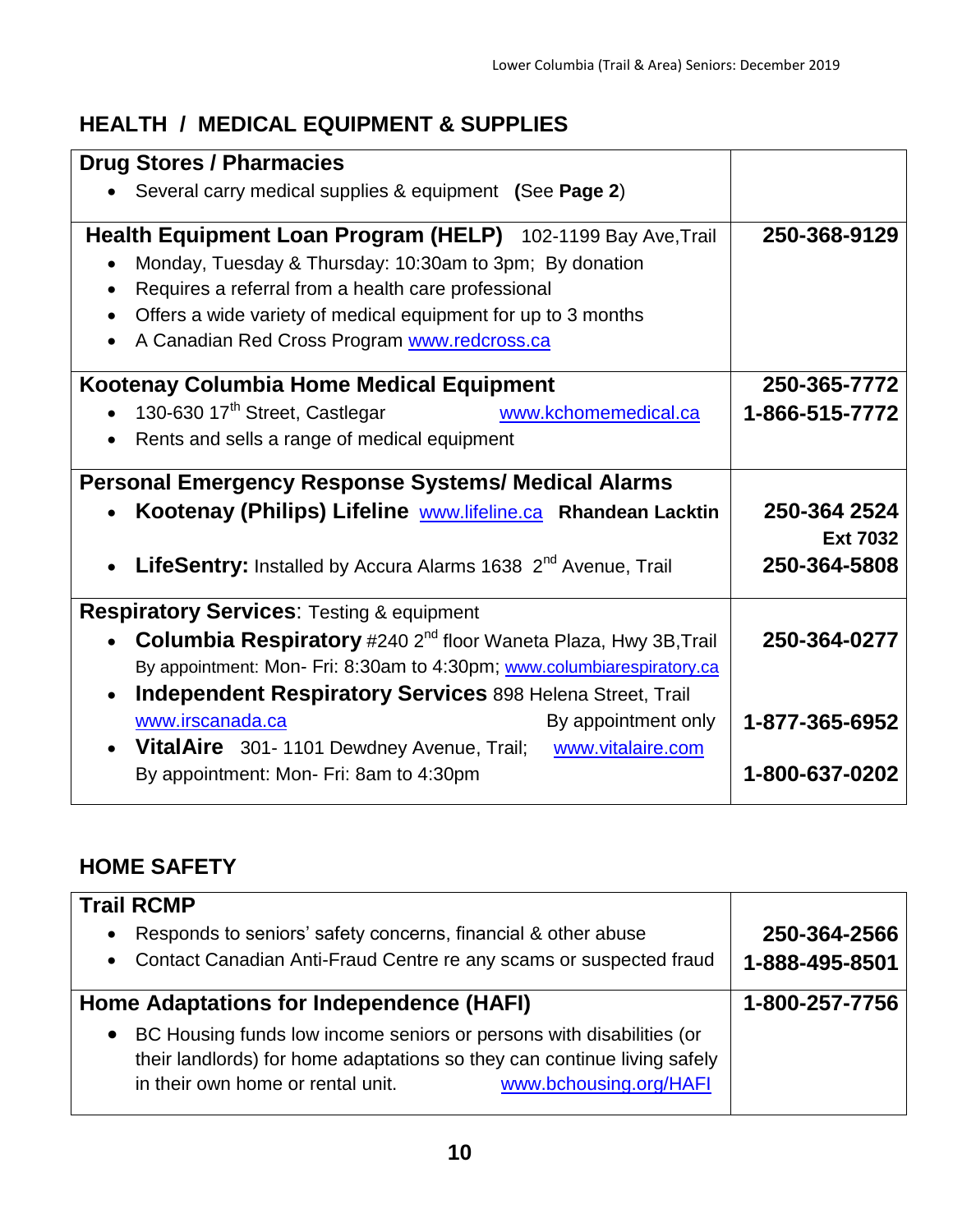## HEALTH / MEDICAL EQUIPMENT & SUPPLIES

| | |
|---|---|
| **Drug Stores / Pharmacies**<br>• Several carry medical supplies & equipment **(See Page 2)** | |
| **Health Equipment Loan Program (HELP)** 102-1199 Bay Ave,Trail<br>• Monday, Tuesday & Thursday: 10:30am to 3pm; By donation<br>• Requires a referral from a health care professional<br>• Offers a wide variety of medical equipment for up to 3 months<br>• A Canadian Red Cross Program www.redcross.ca | **250-368-9129** |
| **Kootenay Columbia Home Medical Equipment**<br>• 130-630 17th Street, Castlegar www.kchomemedical.ca<br>• Rents and sells a range of medical equipment | **250-365-7772**<br>**1-866-515-7772** |
| **Personal Emergency Response Systems/ Medical Alarms**<br>• **Kootenay (Philips) Lifeline** www.lifeline.ca **Rhandean Lacktin**<br>• **LifeSentry:** Installed by Accura Alarms 1638 2nd Avenue, Trail | **250-364 2524**<br>**Ext 7032**<br>**250-364-5808** |
| **Respiratory Services**: Testing & equipment<br>• **Columbia Respiratory** #240 2nd floor Waneta Plaza, Hwy 3B,Trail<br>By appointment: Mon- Fri: 8:30am to 4:30pm; www.columbiarespiratory.ca<br>• **Independent Respiratory Services** 898 Helena Street, Trail<br>www.irscanada.ca By appointment only<br>• **VitalAire** 301- 1101 Dewdney Avenue, Trail; www.vitalaire.com<br>By appointment: Mon- Fri: 8am to 4:30pm | **250-364-0277**<br><br>**1-877-365-6952**<br><br>**1-800-637-0202** |

## HOME SAFETY

| | |
|---|---|
| **Trail RCMP**<br>• Responds to seniors' safety concerns, financial & other abuse<br>• Contact Canadian Anti-Fraud Centre re any scams or suspected fraud | **250-364-2566**<br>**1-888-495-8501** |
| **Home Adaptations for Independence (HAFI)**<br>• BC Housing funds low income seniors or persons with disabilities (or their landlords) for home adaptations so they can continue living safely in their own home or rental unit. www.bchousing.org/HAFI | **1-800-257-7756** |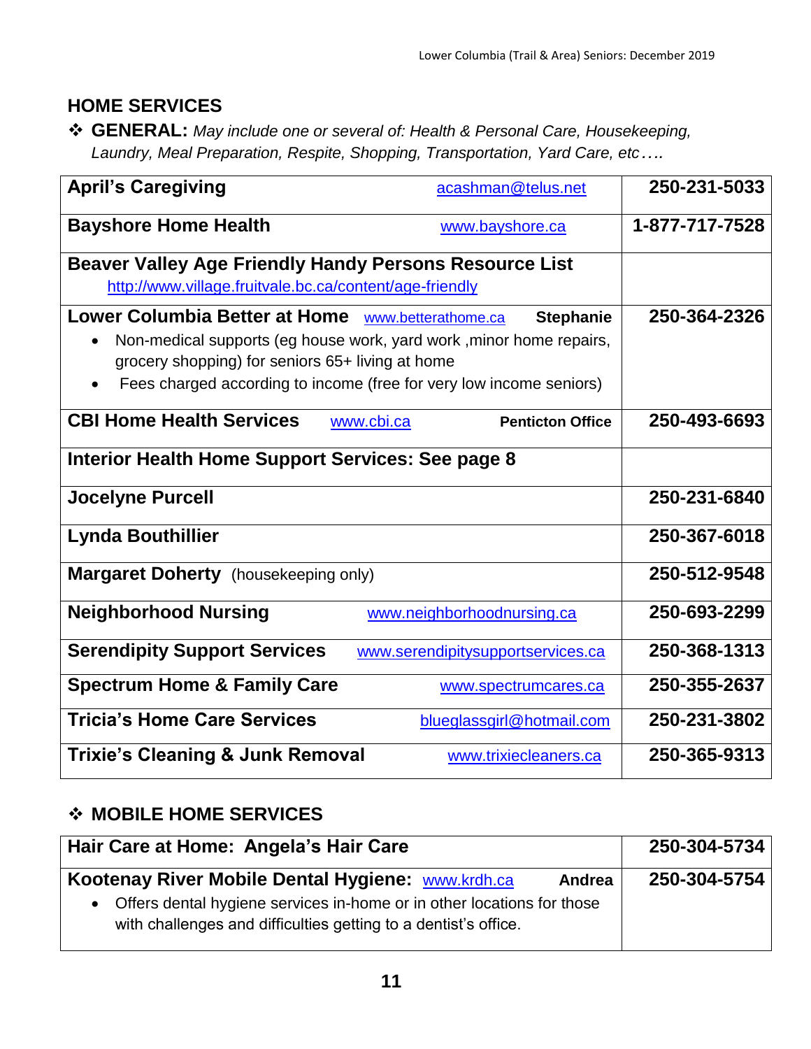## HOME SERVICES

❖ **GENERAL:** *May include one or several of: Health & Personal Care, Housekeeping, Laundry, Meal Preparation, Respite, Shopping, Transportation, Yard Care, etc….*

| Service | Phone |
|---|---|
| **April's Caregiving** acashman@telus.net | **250-231-5033** |
| **Bayshore Home Health** www.bayshore.ca | **1-877-717-7528** |
| **Beaver Valley Age Friendly Handy Persons Resource List** http://www.village.fruitvale.bc.ca/content/age-friendly | |
| **Lower Columbia Better at Home** www.betterathome.ca **Stephanie**<br>• Non-medical supports (eg house work, yard work ,minor home repairs, grocery shopping) for seniors 65+ living at home<br>• Fees charged according to income (free for very low income seniors) | **250-364-2326** |
| **CBI Home Health Services** www.cbi.ca **Penticton Office** | **250-493-6693** |
| **Interior Health Home Support Services: See page 8** | |
| **Jocelyne Purcell** | **250-231-6840** |
| **Lynda Bouthillier** | **250-367-6018** |
| **Margaret Doherty** (housekeeping only) | **250-512-9548** |
| **Neighborhood Nursing** www.neighborhoodnursing.ca | **250-693-2299** |
| **Serendipity Support Services** www.serendipitysupportservices.ca | **250-368-1313** |
| **Spectrum Home & Family Care** www.spectrumcares.ca | **250-355-2637** |
| **Tricia's Home Care Services** blueglassgirl@hotmail.com | **250-231-3802** |
| **Trixie's Cleaning & Junk Removal** www.trixiecleaners.ca | **250-365-9313** |

❖ **MOBILE HOME SERVICES**

| Service | Phone |
|---|---|
| **Hair Care at Home: Angela's Hair Care** | **250-304-5734** |
| **Kootenay River Mobile Dental Hygiene:** www.krdh.ca **Andrea**<br>• Offers dental hygiene services in-home or in other locations for those with challenges and difficulties getting to a dentist's office. | **250-304-5754** |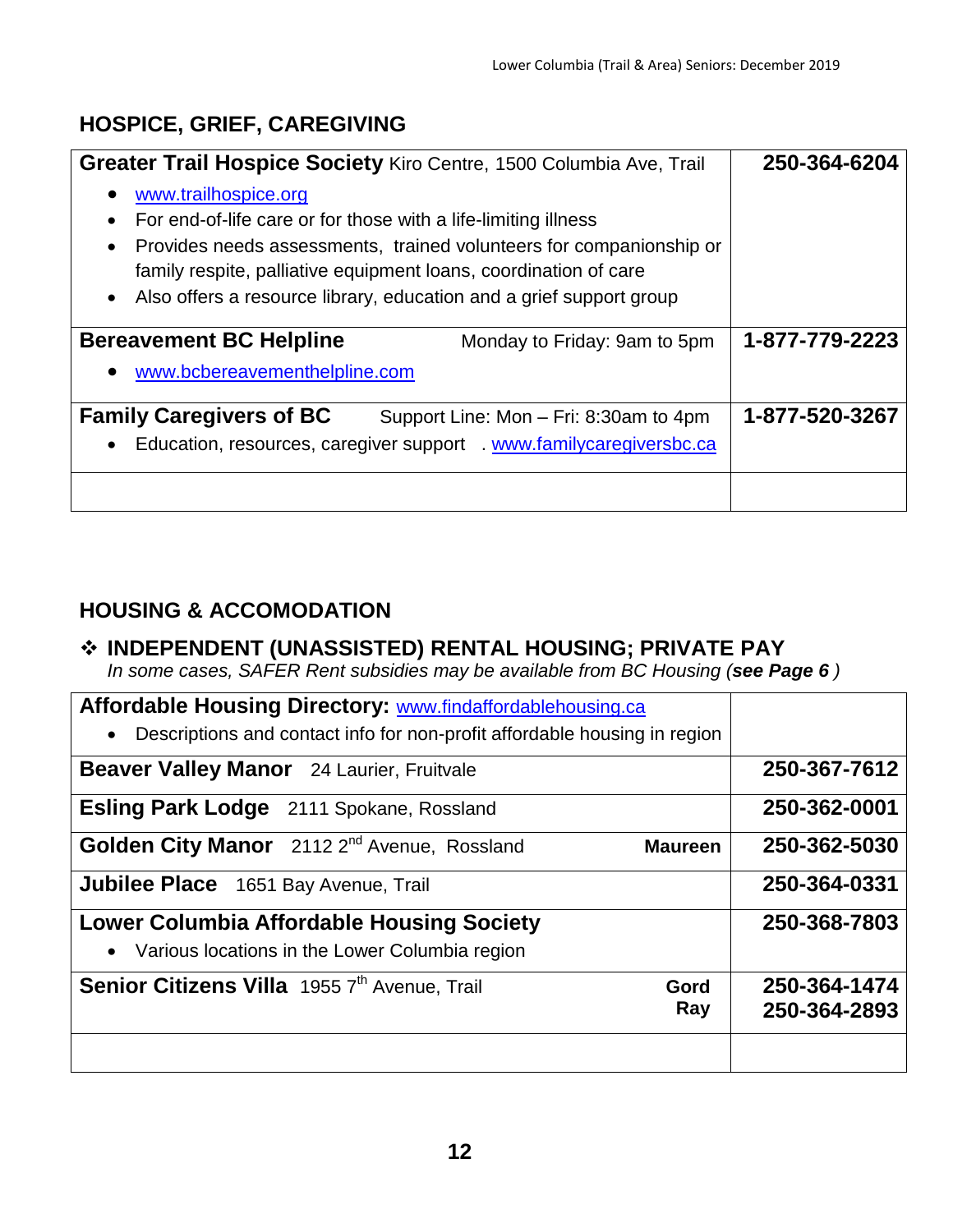## HOSPICE, GRIEF, CAREGIVING

| | |
|---|---|
| **Greater Trail Hospice Society** Kiro Centre, 1500 Columbia Ave, Trail<br>• www.trailhospice.org<br>• For end-of-life care or for those with a life-limiting illness<br>• Provides needs assessments, trained volunteers for companionship or family respite, palliative equipment loans, coordination of care<br>• Also offers a resource library, education and a grief support group | **250-364-6204** |
| **Bereavement BC Helpline** Monday to Friday: 9am to 5pm<br>• www.bcbereavementhelpline.com | **1-877-779-2223** |
| **Family Caregivers of BC** Support Line: Mon – Fri: 8:30am to 4pm<br>• Education, resources, caregiver support . www.familycaregiversbc.ca | **1-877-520-3267** |
| | |

## HOUSING & ACCOMODATION

### ❖ INDEPENDENT (UNASSISTED) RENTAL HOUSING; PRIVATE PAY

*In some cases, SAFER Rent subsidies may be available from BC Housing (**see Page 6** )*

| | |
|---|---|
| **Affordable Housing Directory:** www.findaffordablehousing.ca<br>• Descriptions and contact info for non-profit affordable housing in region | |
| **Beaver Valley Manor** 24 Laurier, Fruitvale | **250-367-7612** |
| **Esling Park Lodge** 2111 Spokane, Rossland | **250-362-0001** |
| **Golden City Manor** 2112 2nd Avenue, Rossland **Maureen** | **250-362-5030** |
| **Jubilee Place** 1651 Bay Avenue, Trail | **250-364-0331** |
| **Lower Columbia Affordable Housing Society**<br>• Various locations in the Lower Columbia region | **250-368-7803** |
| **Senior Citizens Villa** 1955 7th Avenue, Trail **Gord**<br>**Ray** | **250-364-1474**<br>**250-364-2893** |
| | |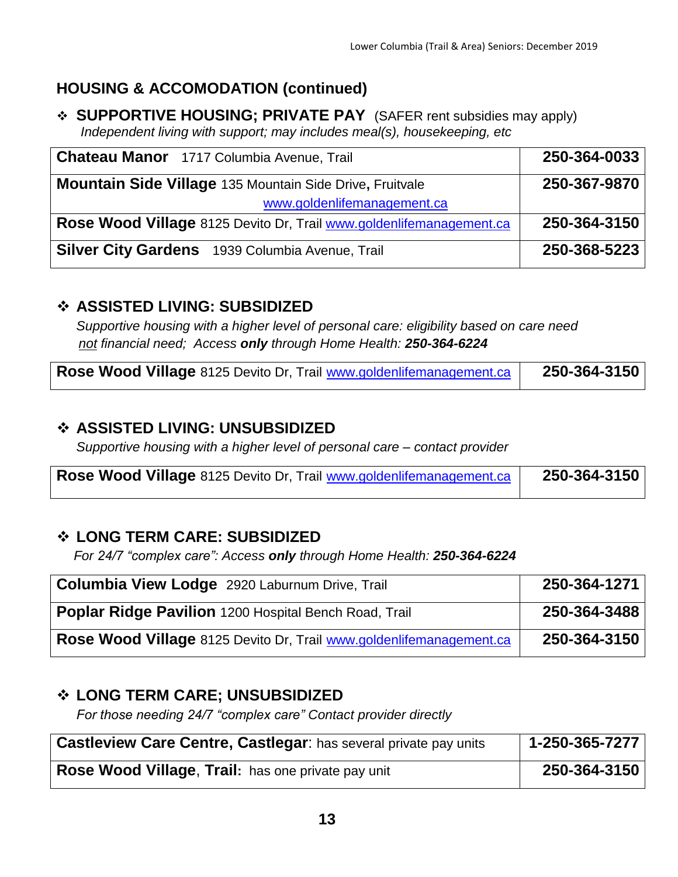## HOUSING & ACCOMODATION (continued)

### ❖ SUPPORTIVE HOUSING; PRIVATE PAY (SAFER rent subsidies may apply)

*Independent living with support; may includes meal(s), housekeeping, etc*

| | |
|---|---|
| **Chateau Manor** 1717 Columbia Avenue, Trail | **250-364-0033** |
| **Mountain Side Village** 135 Mountain Side Drive, Fruitvale www.goldenlifemanagement.ca | **250-367-9870** |
| **Rose Wood Village** 8125 Devito Dr, Trail www.goldenlifemanagement.ca | **250-364-3150** |
| **Silver City Gardens** 1939 Columbia Avenue, Trail | **250-368-5223** |

### ❖ ASSISTED LIVING: SUBSIDIZED

*Supportive housing with a higher level of personal care: eligibility based on care need not financial need; Access **only** through Home Health: **250-364-6224***

| | |
|---|---|
| **Rose Wood Village** 8125 Devito Dr, Trail www.goldenlifemanagement.ca | **250-364-3150** |

### ❖ ASSISTED LIVING: UNSUBSIDIZED

*Supportive housing with a higher level of personal care – contact provider*

| | |
|---|---|
| **Rose Wood Village** 8125 Devito Dr, Trail www.goldenlifemanagement.ca | **250-364-3150** |

### ❖ LONG TERM CARE: SUBSIDIZED

*For 24/7 "complex care": Access **only** through Home Health: **250-364-6224***

| | |
|---|---|
| **Columbia View Lodge** 2920 Laburnum Drive, Trail | **250-364-1271** |
| **Poplar Ridge Pavilion** 1200 Hospital Bench Road, Trail | **250-364-3488** |
| **Rose Wood Village** 8125 Devito Dr, Trail www.goldenlifemanagement.ca | **250-364-3150** |

### ❖ LONG TERM CARE; UNSUBSIDIZED

*For those needing 24/7 "complex care" Contact provider directly*

| | |
|---|---|
| **Castleview Care Centre, Castlegar**: has several private pay units | **1-250-365-7277** |
| **Rose Wood Village**, **Trail:** has one private pay unit | **250-364-3150** |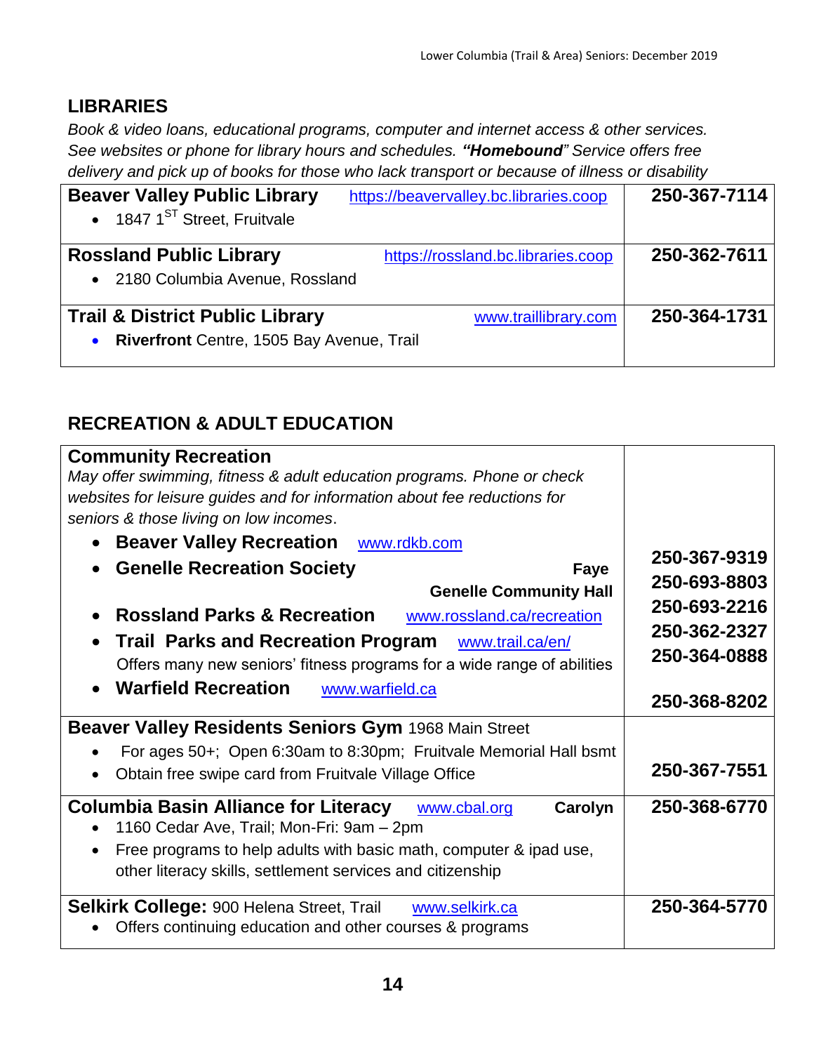## LIBRARIES

*Book & video loans, educational programs, computer and internet access & other services. See websites or phone for library hours and schedules.* ***"Homebound"*** *Service offers free delivery and pick up of books for those who lack transport or because of illness or disability*

| | |
|---|---|
| **Beaver Valley Public Library** https://beavervalley.bc.libraries.coop<br>• 1847 1st Street, Fruitvale | **250-367-7114** |
| **Rossland Public Library** https://rossland.bc.libraries.coop<br>• 2180 Columbia Avenue, Rossland | **250-362-7611** |
| **Trail & District Public Library** www.traillibrary.com<br>• **Riverfront** Centre, 1505 Bay Avenue, Trail | **250-364-1731** |

## RECREATION & ADULT EDUCATION

| | |
|---|---|
| **Community Recreation**<br>*May offer swimming, fitness & adult education programs. Phone or check websites for leisure guides and for information about fee reductions for seniors & those living on low incomes.*<br>• **Beaver Valley Recreation** www.rdkb.com<br>• **Genelle Recreation Society** **Faye**<br>**Genelle Community Hall**<br>• **Rossland Parks & Recreation** www.rossland.ca/recreation<br>• **Trail Parks and Recreation Program** www.trail.ca/en/<br>Offers many new seniors' fitness programs for a wide range of abilities<br>• **Warfield Recreation** www.warfield.ca | **250-367-9319**<br>**250-693-8803**<br>**250-693-2216**<br>**250-362-2327**<br>**250-364-0888**<br>**250-368-8202** |
| **Beaver Valley Residents Seniors Gym** 1968 Main Street<br>• For ages 50+; Open 6:30am to 8:30pm; Fruitvale Memorial Hall bsmt<br>• Obtain free swipe card from Fruitvale Village Office | **250-367-7551** |
| **Columbia Basin Alliance for Literacy** www.cbal.org **Carolyn**<br>• 1160 Cedar Ave, Trail; Mon-Fri: 9am – 2pm<br>• Free programs to help adults with basic math, computer & ipad use, other literacy skills, settlement services and citizenship | **250-368-6770** |
| **Selkirk College:** 900 Helena Street, Trail www.selkirk.ca<br>• Offers continuing education and other courses & programs | **250-364-5770** |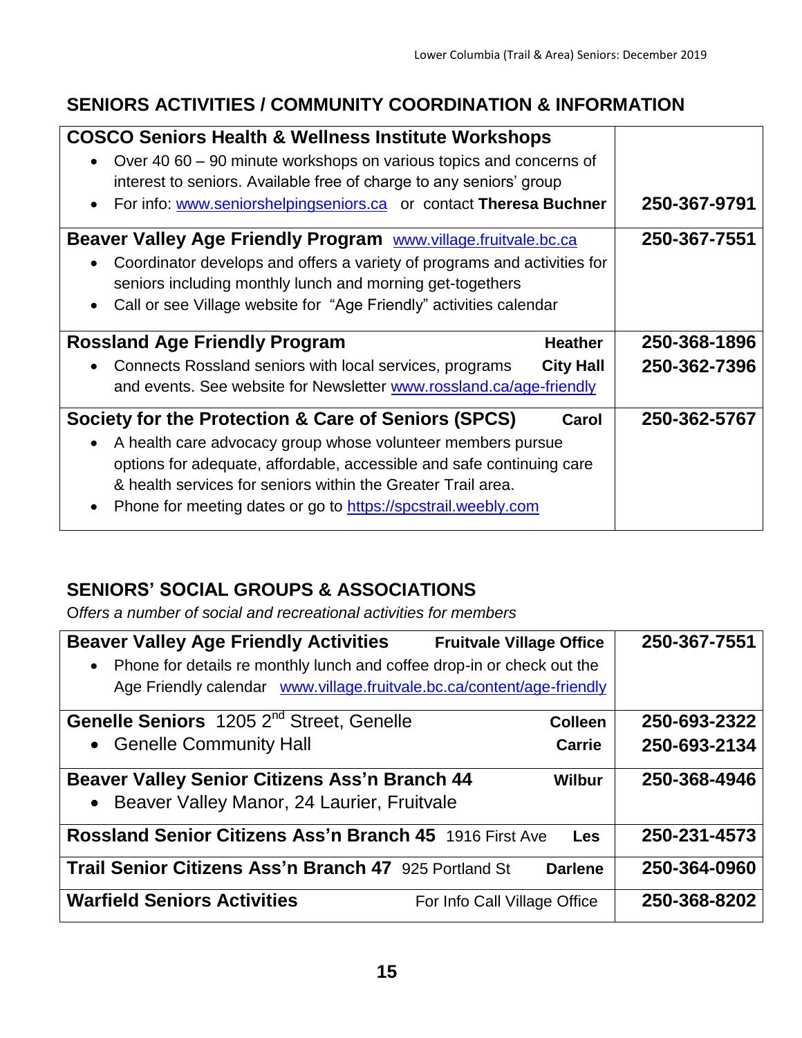## SENIORS ACTIVITIES / COMMUNITY COORDINATION & INFORMATION

| | |
|---|---|
| **COSCO Seniors Health & Wellness Institute Workshops**<br>• Over 40 60 – 90 minute workshops on various topics and concerns of interest to seniors. Available free of charge to any seniors' group<br>• For info: www.seniorshelpingseniors.ca or contact **Theresa Buchner** | **250-367-9791** |
| **Beaver Valley Age Friendly Program** www.village.fruitvale.bc.ca<br>• Coordinator develops and offers a variety of programs and activities for seniors including monthly lunch and morning get-togethers<br>• Call or see Village website for "Age Friendly" activities calendar | **250-367-7551** |
| **Rossland Age Friendly Program** **Heather**<br>• Connects Rossland seniors with local services, programs **City Hall** and events. See website for Newsletter www.rossland.ca/age-friendly | **250-368-1896**<br>**250-362-7396** |
| **Society for the Protection & Care of Seniors (SPCS)** **Carol**<br>• A health care advocacy group whose volunteer members pursue options for adequate, affordable, accessible and safe continuing care & health services for seniors within the Greater Trail area.<br>• Phone for meeting dates or go to https://spcstrail.weebly.com | **250-362-5767** |

## SENIORS' SOCIAL GROUPS & ASSOCIATIONS

*Offers a number of social and recreational activities for members*

| | |
|---|---|
| **Beaver Valley Age Friendly Activities** **Fruitvale Village Office**<br>• Phone for details re monthly lunch and coffee drop-in or check out the Age Friendly calendar www.village.fruitvale.bc.ca/content/age-friendly | **250-367-7551** |
| **Genelle Seniors** 1205 2nd Street, Genelle **Colleen**<br>• Genelle Community Hall **Carrie** | **250-693-2322**<br>**250-693-2134** |
| **Beaver Valley Senior Citizens Ass'n Branch 44** **Wilbur**<br>• Beaver Valley Manor, 24 Laurier, Fruitvale | **250-368-4946** |
| **Rossland Senior Citizens Ass'n Branch 45** 1916 First Ave **Les** | **250-231-4573** |
| **Trail Senior Citizens Ass'n Branch 47** 925 Portland St **Darlene** | **250-364-0960** |
| **Warfield Seniors Activities** For Info Call Village Office | **250-368-8202** |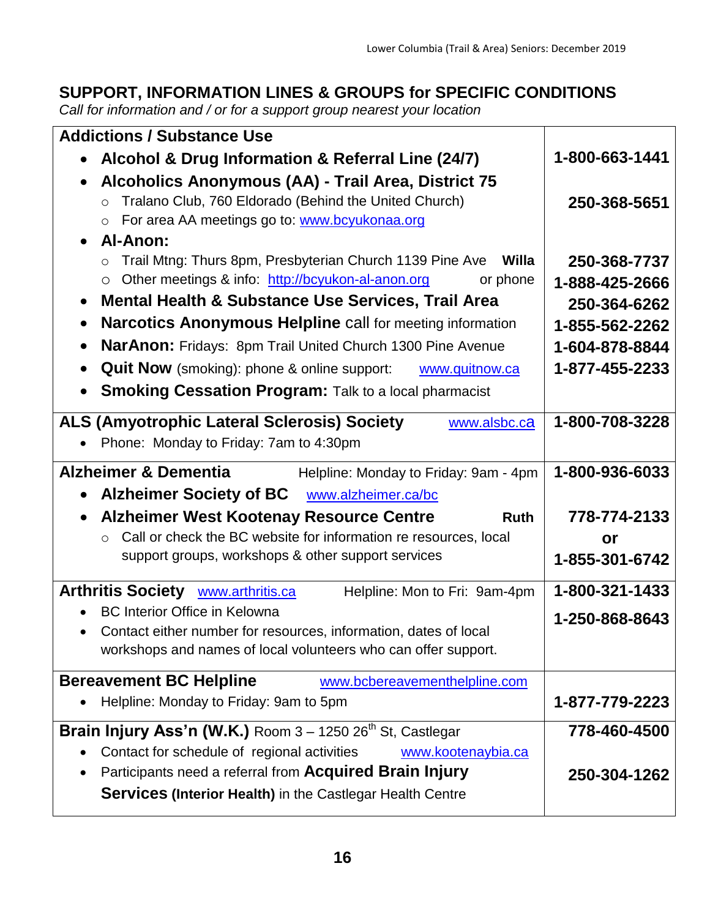## SUPPORT, INFORMATION LINES & GROUPS for SPECIFIC CONDITIONS

*Call for information and / or for a support group nearest your location*

| | |
|---|---|
| **Addictions / Substance Use** | |
| • **Alcohol & Drug Information & Referral Line (24/7)** | **1-800-663-1441** |
| • **Alcoholics Anonymous (AA) - Trail Area, District 75**<br>  ○ Tralano Club, 760 Eldorado (Behind the United Church)<br>  ○ For area AA meetings go to: www.bcyukonaa.org | **250-368-5651** |
| • **Al-Anon:**<br>  ○ Trail Mtng: Thurs 8pm, Presbyterian Church 1139 Pine Ave **Willa**<br>  ○ Other meetings & info: http://bcyukon-al-anon.org or phone | **250-368-7737**<br>**1-888-425-2666** |
| • **Mental Health & Substance Use Services, Trail Area** | **250-364-6262** |
| • **Narcotics Anonymous Helpline** call for meeting information | **1-855-562-2262** |
| • **NarAnon:** Fridays: 8pm Trail United Church 1300 Pine Avenue | **1-604-878-8844** |
| • **Quit Now** (smoking): phone & online support: www.quitnow.ca | **1-877-455-2233** |
| • **Smoking Cessation Program:** Talk to a local pharmacist | |
| **ALS (Amyotrophic Lateral Sclerosis) Society** www.alsbc.ca<br>• Phone: Monday to Friday: 7am to 4:30pm | **1-800-708-3228** |
| **Alzheimer & Dementia** Helpline: Monday to Friday: 9am - 4pm<br>• **Alzheimer Society of BC** www.alzheimer.ca/bc | **1-800-936-6033** |
| • **Alzheimer West Kootenay Resource Centre** **Ruth**<br>  ○ Call or check the BC website for information re resources, local support groups, workshops & other support services | **778-774-2133**<br>**or**<br>**1-855-301-6742** |
| **Arthritis Society** www.arthritis.ca Helpline: Mon to Fri: 9am-4pm<br>• BC Interior Office in Kelowna<br>• Contact either number for resources, information, dates of local workshops and names of local volunteers who can offer support. | **1-800-321-1433**<br>**1-250-868-8643** |
| **Bereavement BC Helpline** www.bcbereavementhelpline.com<br>• Helpline: Monday to Friday: 9am to 5pm | **1-877-779-2223** |
| **Brain Injury Ass'n (W.K.)** Room 3 – 1250 26th St, Castlegar<br>• Contact for schedule of regional activities www.kootenaybia.ca | **778-460-4500** |
| • Participants need a referral from **Acquired Brain Injury Services (Interior Health)** in the Castlegar Health Centre | **250-304-1262** |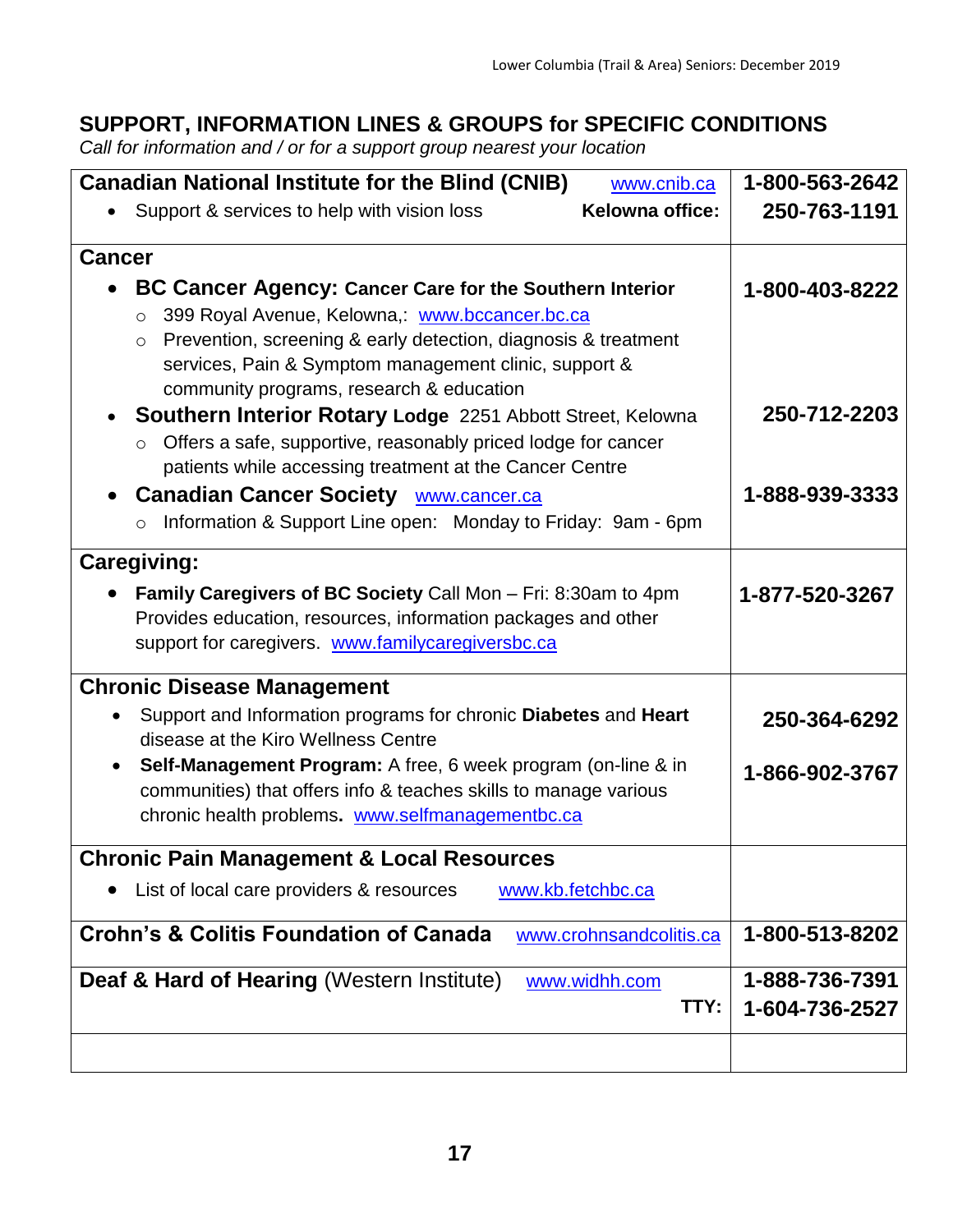## SUPPORT, INFORMATION LINES & GROUPS for SPECIFIC CONDITIONS

*Call for information and / or for a support group nearest your location*

| | |
|---|---|
| **Canadian National Institute for the Blind (CNIB)** www.cnib.ca<br>• Support & services to help with vision loss **Kelowna office:** | **1-800-563-2642**<br>**250-763-1191** |
| **Cancer**<br>• **BC Cancer Agency: Cancer Care for the Southern Interior**<br>  ○ 399 Royal Avenue, Kelowna,: www.bccancer.bc.ca<br>  ○ Prevention, screening & early detection, diagnosis & treatment services, Pain & Symptom management clinic, support & community programs, research & education<br>• **Southern Interior Rotary Lodge** 2251 Abbott Street, Kelowna<br>  ○ Offers a safe, supportive, reasonably priced lodge for cancer patients while accessing treatment at the Cancer Centre<br>• **Canadian Cancer Society** www.cancer.ca<br>  ○ Information & Support Line open: Monday to Friday: 9am - 6pm | **1-800-403-8222**<br><br><br><br>**250-712-2203**<br><br><br>**1-888-939-3333** |
| **Caregiving:**<br>• **Family Caregivers of BC Society** Call Mon – Fri: 8:30am to 4pm Provides education, resources, information packages and other support for caregivers. www.familycaregiversbc.ca | **1-877-520-3267** |
| **Chronic Disease Management**<br>• Support and Information programs for chronic **Diabetes** and **Heart** disease at the Kiro Wellness Centre<br>• **Self-Management Program:** A free, 6 week program (on-line & in communities) that offers info & teaches skills to manage various chronic health problems**.** www.selfmanagementbc.ca | **250-364-6292**<br><br>**1-866-902-3767** |
| **Chronic Pain Management & Local Resources**<br>• List of local care providers & resources www.kb.fetchbc.ca | |
| **Crohn's & Colitis Foundation of Canada** www.crohnsandcolitis.ca | **1-800-513-8202** |
| **Deaf & Hard of Hearing** (Western Institute) www.widhh.com<br>**TTY:** | **1-888-736-7391**<br>**1-604-736-2527** |
| | |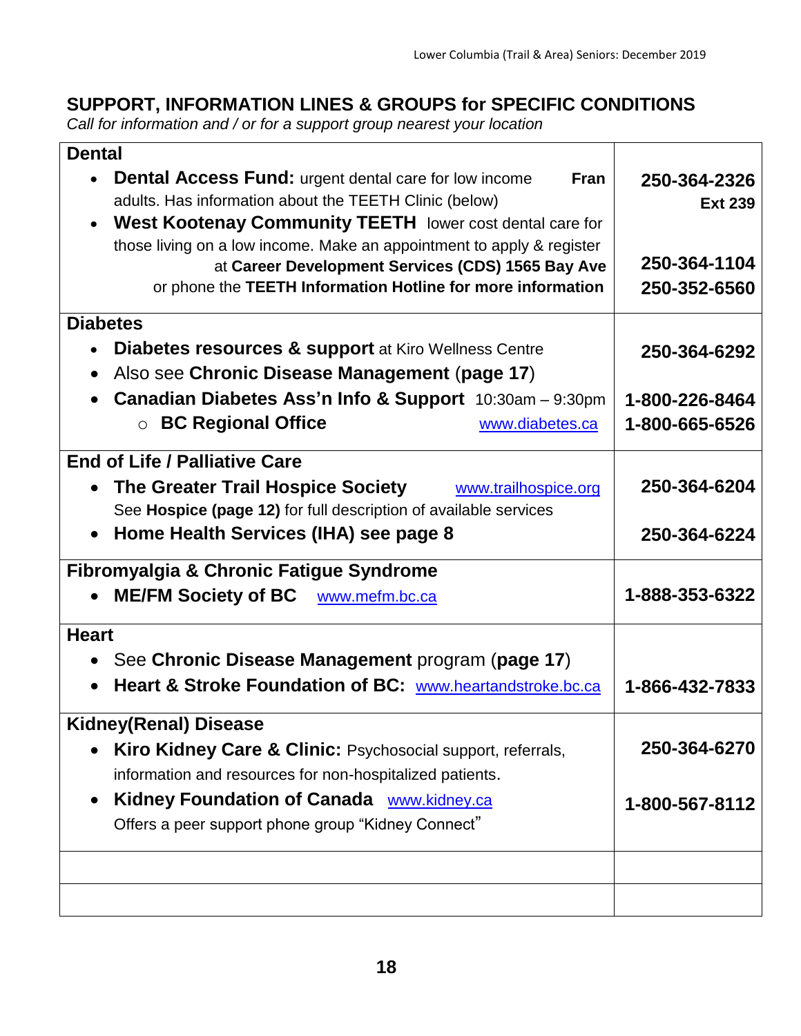## SUPPORT, INFORMATION LINES & GROUPS for SPECIFIC CONDITIONS

*Call for information and / or for a support group nearest your location*

| | |
|---|---|
| **Dental** | |
| • **Dental Access Fund:** urgent dental care for low income adults. Has information about the TEETH Clinic (below) **Fran** | **250-364-2326 Ext 239** |
| • **West Kootenay Community TEETH** lower cost dental care for those living on a low income. Make an appointment to apply & register at **Career Development Services (CDS) 1565 Bay Ave** | **250-364-1104** |
| or phone the **TEETH Information Hotline for more information** | **250-352-6560** |
| **Diabetes** | |
| • **Diabetes resources & support** at Kiro Wellness Centre | **250-364-6292** |
| • Also see **Chronic Disease Management** (**page 17**) | |
| • **Canadian Diabetes Ass'n Info & Support** 10:30am – 9:30pm | **1-800-226-8464** |
| ○ **BC Regional Office** www.diabetes.ca | **1-800-665-6526** |
| **End of Life / Palliative Care** | |
| • **The Greater Trail Hospice Society** www.trailhospice.org See **Hospice (page 12)** for full description of available services | **250-364-6204** |
| • **Home Health Services (IHA) see page 8** | **250-364-6224** |
| **Fibromyalgia & Chronic Fatigue Syndrome** | |
| • **ME/FM Society of BC** www.mefm.bc.ca | **1-888-353-6322** |
| **Heart** | |
| • See **Chronic Disease Management** program (**page 17**) | |
| • **Heart & Stroke Foundation of BC:** www.heartandstroke.bc.ca | **1-866-432-7833** |
| **Kidney(Renal) Disease** | |
| • **Kiro Kidney Care & Clinic:** Psychosocial support, referrals, information and resources for non-hospitalized patients. | **250-364-6270** |
| • **Kidney Foundation of Canada** www.kidney.ca Offers a peer support phone group "Kidney Connect" | **1-800-567-8112** |
| | |
| | |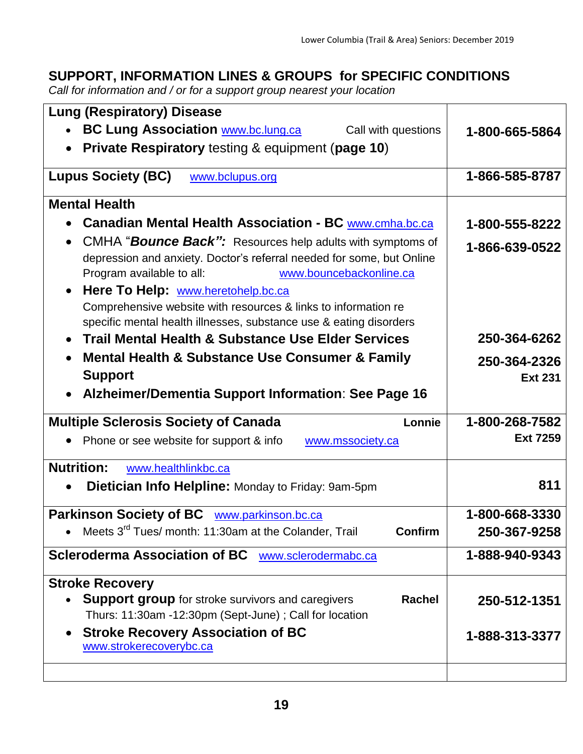## SUPPORT, INFORMATION LINES & GROUPS for SPECIFIC CONDITIONS

*Call for information and / or for a support group nearest your location*

| | |
|---|---|
| **Lung (Respiratory) Disease**<br>• **BC Lung Association** www.bc.lung.ca Call with questions<br>• **Private Respiratory** testing & equipment (**page 10**) | **1-800-665-5864** |
| **Lupus Society (BC)** www.bclupus.org | **1-866-585-8787** |
| **Mental Health**<br>• **Canadian Mental Health Association - BC** www.cmha.bc.ca<br>• CMHA "***Bounce Back":*** Resources help adults with symptoms of depression and anxiety. Doctor's referral needed for some, but Online Program available to all: www.bouncebackonline.ca<br>• **Here To Help:** www.heretohelp.bc.ca Comprehensive website with resources & links to information re specific mental health illnesses, substance use & eating disorders<br>• **Trail Mental Health & Substance Use Elder Services**<br>• **Mental Health & Substance Use Consumer & Family Support**<br>• **Alzheimer/Dementia Support Information**: **See Page 16** | **1-800-555-8222**<br>**1-866-639-0522**<br><br>**250-364-6262**<br>**250-364-2326 Ext 231** |
| **Multiple Sclerosis Society of Canada** **Lonnie**<br>• Phone or see website for support & info www.mssociety.ca | **1-800-268-7582 Ext 7259** |
| **Nutrition:** www.healthlinkbc.ca<br>• **Dietician Info Helpline:** Monday to Friday: 9am-5pm | **811** |
| **Parkinson Society of BC** www.parkinson.bc.ca<br>• Meets 3rd Tues/ month: 11:30am at the Colander, Trail **Confirm** | **1-800-668-3330**<br>**250-367-9258** |
| **Scleroderma Association of BC** www.sclerodermabc.ca | **1-888-940-9343** |
| **Stroke Recovery**<br>• **Support group** for stroke survivors and caregivers **Rachel** Thurs: 11:30am -12:30pm (Sept-June) ; Call for location<br>• **Stroke Recovery Association of BC** www.strokerecoverybc.ca | **250-512-1351**<br>**1-888-313-3377** |
| | |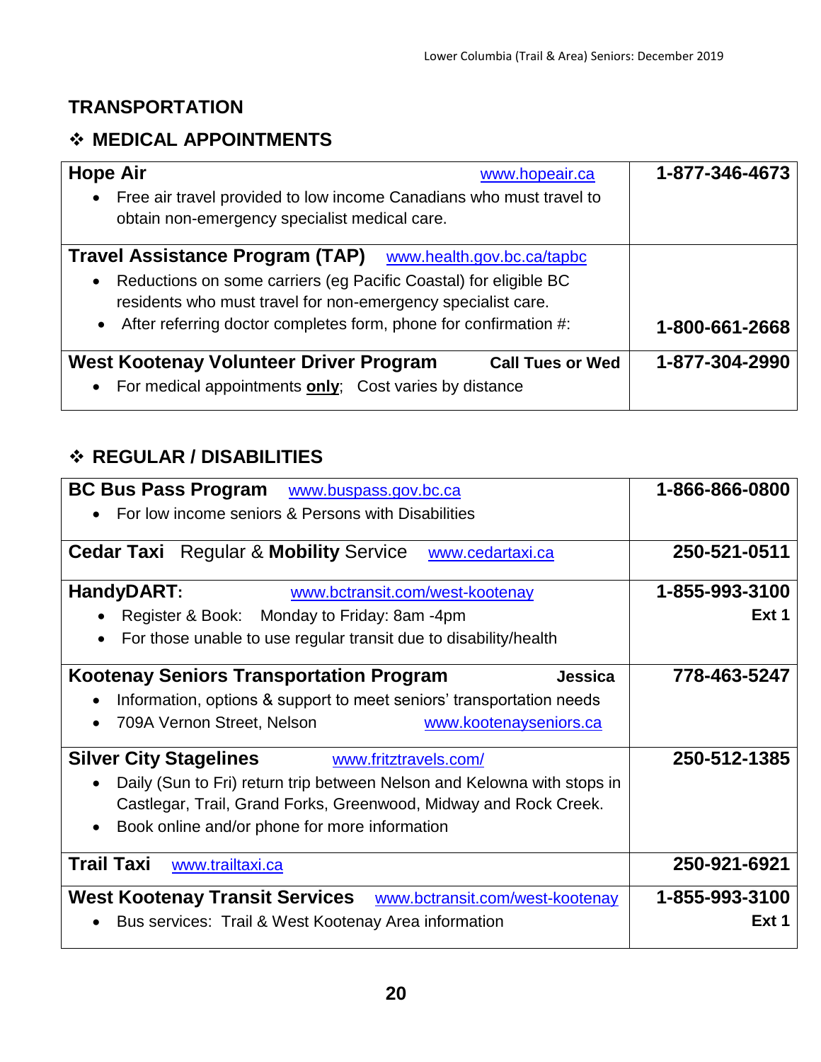## TRANSPORTATION

### ❖ MEDICAL APPOINTMENTS

| | |
|---|---|
| **Hope Air** www.hopeair.ca<br>• Free air travel provided to low income Canadians who must travel to obtain non-emergency specialist medical care. | **1-877-346-4673** |
| **Travel Assistance Program (TAP)** www.health.gov.bc.ca/tapbc<br>• Reductions on some carriers (eg Pacific Coastal) for eligible BC residents who must travel for non-emergency specialist care.<br>• After referring doctor completes form, phone for confirmation #: | **1-800-661-2668** |
| **West Kootenay Volunteer Driver Program** **Call Tues or Wed**<br>• For medical appointments **only**; Cost varies by distance | **1-877-304-2990** |

### ❖ REGULAR / DISABILITIES

| | |
|---|---|
| **BC Bus Pass Program** www.buspass.gov.bc.ca<br>• For low income seniors & Persons with Disabilities | **1-866-866-0800** |
| **Cedar Taxi** Regular & **Mobility** Service www.cedartaxi.ca | **250-521-0511** |
| **HandyDART:** www.bctransit.com/west-kootenay<br>• Register & Book: Monday to Friday: 8am -4pm<br>• For those unable to use regular transit due to disability/health | **1-855-993-3100 Ext 1** |
| **Kootenay Seniors Transportation Program** **Jessica**<br>• Information, options & support to meet seniors' transportation needs<br>• 709A Vernon Street, Nelson www.kootenayseniors.ca | **778-463-5247** |
| **Silver City Stagelines** www.fritztravels.com/<br>• Daily (Sun to Fri) return trip between Nelson and Kelowna with stops in Castlegar, Trail, Grand Forks, Greenwood, Midway and Rock Creek.<br>• Book online and/or phone for more information | **250-512-1385** |
| **Trail Taxi** www.trailtaxi.ca | **250-921-6921** |
| **West Kootenay Transit Services** www.bctransit.com/west-kootenay<br>• Bus services: Trail & West Kootenay Area information | **1-855-993-3100 Ext 1** |